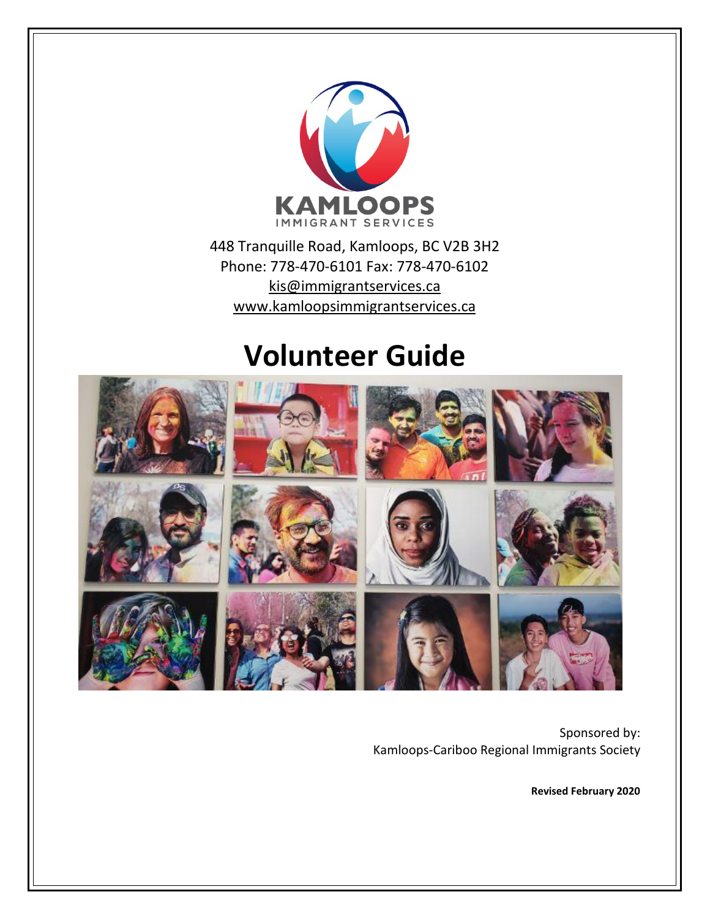KAMLOOPS

IMMIGRANT SERVICES

448 Tranquille Road, Kamloops, BC V2B 3H2

Phone: 778-470-6101 Fax: 778-470-6102

kis@immigrantservices.ca

www.kamloopsimmigrantservices.ca

# Volunteer Guide

Sponsored by:
Kamloops-Cariboo Regional Immigrants Society

**Revised February 2020**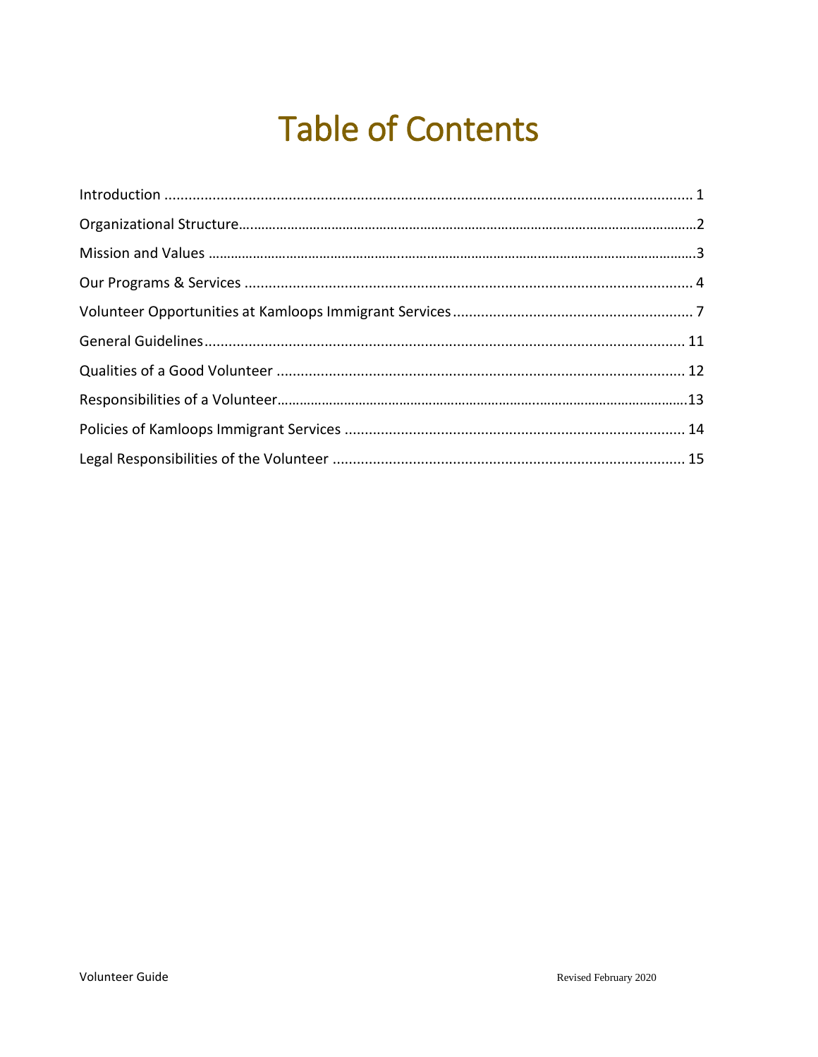# Table of Contents

Introduction ........................................................................................................................ 1

Organizational Structure.......................................................................................................2

Mission and Values .............................................................................................................3

Our Programs & Services ..................................................................................................... 4

Volunteer Opportunities at Kamloops Immigrant Services ............................................................ 7

General Guidelines................................................................................................................ 11

Qualities of a Good Volunteer ............................................................................................... 12

Responsibilities of a Volunteer...............................................................................................13

Policies of Kamloops Immigrant Services ................................................................................ 14

Legal Responsibilities of the Volunteer .................................................................................... 15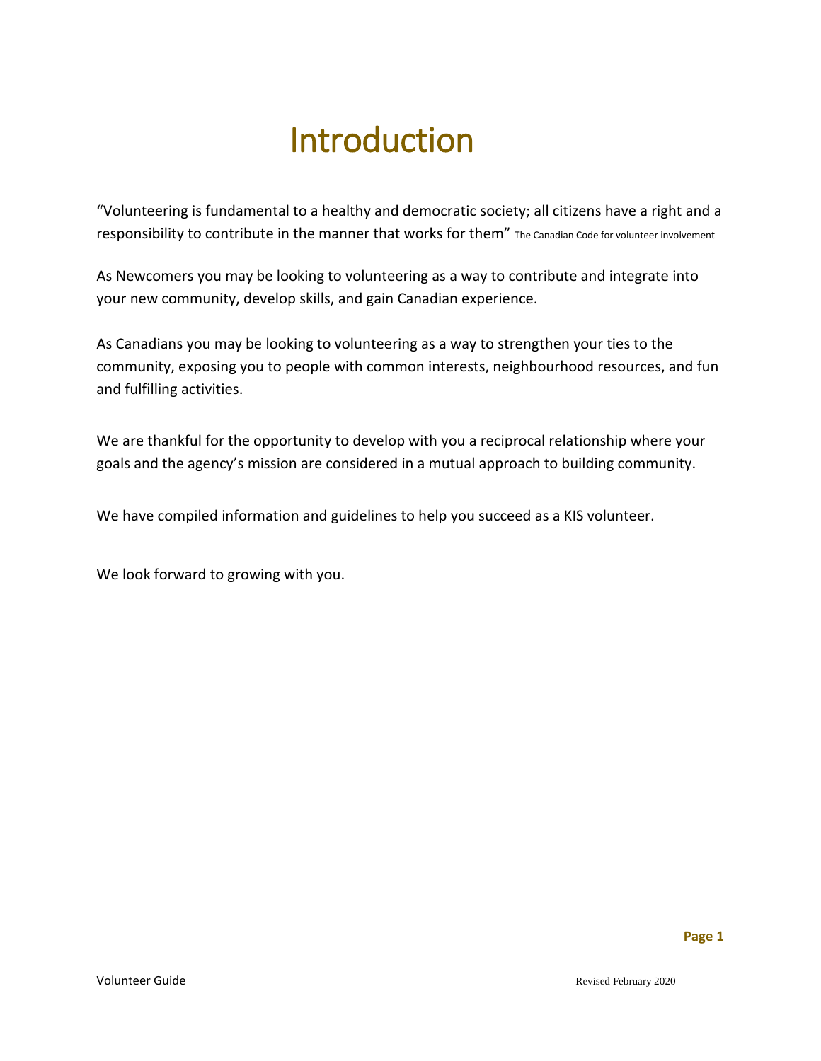# Introduction

"Volunteering is fundamental to a healthy and democratic society; all citizens have a right and a responsibility to contribute in the manner that works for them" The Canadian Code for volunteer involvement

As Newcomers you may be looking to volunteering as a way to contribute and integrate into your new community, develop skills, and gain Canadian experience.

As Canadians you may be looking to volunteering as a way to strengthen your ties to the community, exposing you to people with common interests, neighbourhood resources, and fun and fulfilling activities.

We are thankful for the opportunity to develop with you a reciprocal relationship where your goals and the agency's mission are considered in a mutual approach to building community.

We have compiled information and guidelines to help you succeed as a KIS volunteer.

We look forward to growing with you.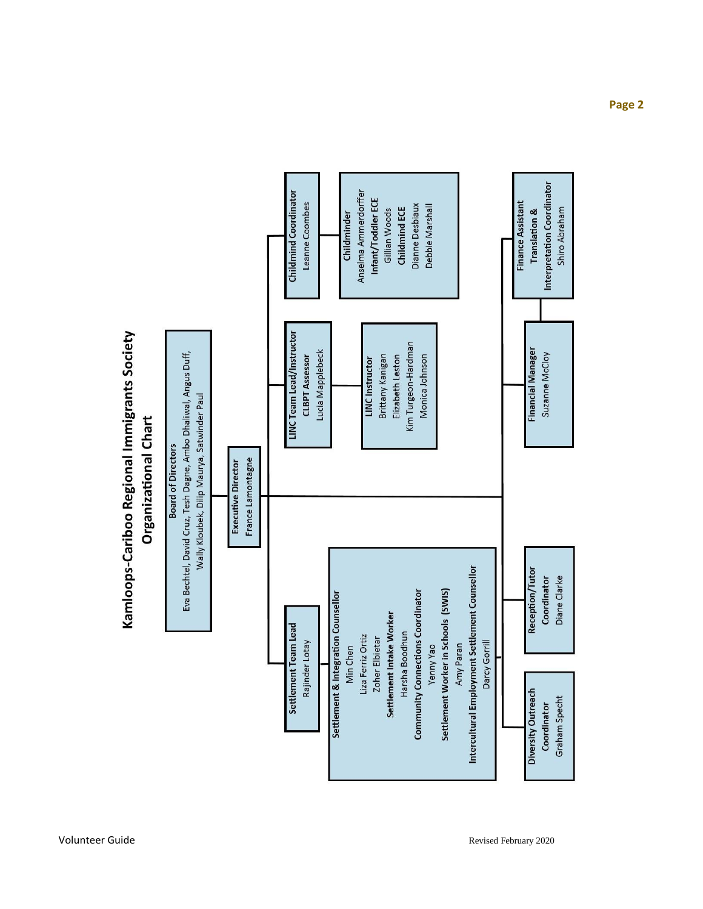# Kamloops-Cariboo Regional Immigrants Society

## Organizational Chart

**Board of Directors**
Eva Bechtel, David Cruz, Tesh Dagne, Ambo Dhaliwal, Angus Duff, Wally Kloubek, Dilip Maurya, Satwinder Paul

**Executive Director**
France Lamontagne

**Settlement Team Lead**
Rajinder Lotay

- **Settlement & Integration Counsellor**
  Min Chen
  Liza Ferriz Ortiz
  Zoher Elbietar
- **Settlement Intake Worker**
  Harsha Boodhun
- **Community Connections Coordinator**
  Yenny Yao
- **Settlement Worker in Schools (SWIS)**
  Amy Paran
- **Intercultural Employment Settlement Counsellor**
  Darcy Gorrill

**LINC Team Lead/Instructor**
**CLBPT Assessor**
Lucia Mapplebeck

- **LINC Instructor**
  Brittany Kanigan
  Elizabeth Leston
  Kim Turgeon-Hardman
  Monica Johnson

**Childmind Coordinator**
Leanne Coombes

- **Childminder**
  Anselma Ammerdorffer
- **Infant/Toddler ECE**
  Gillian Woods
- **Childmind ECE**
  Dianne Desbiaux
  Debbie Marshall

**Diversity Outreach Coordinator**
Graham Specht

**Reception/Tutor Coordinator**
Diane Clarke

**Financial Manager**
Suzanne McCloy

- **Finance Assistant**
  **Translation & Interpretation Coordinator**
  Shiro Abraham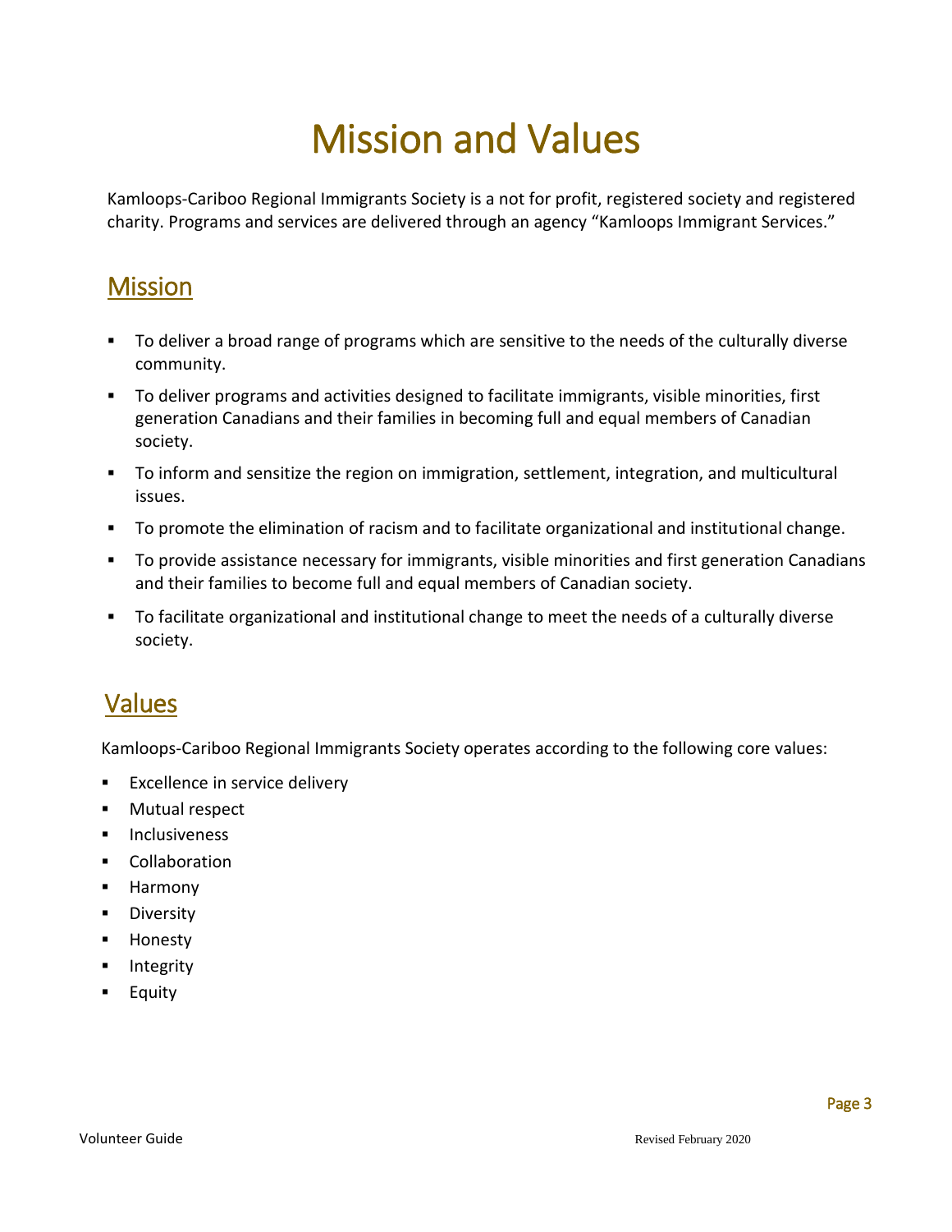# Mission and Values

Kamloops-Cariboo Regional Immigrants Society is a not for profit, registered society and registered charity. Programs and services are delivered through an agency "Kamloops Immigrant Services."

## Mission

- To deliver a broad range of programs which are sensitive to the needs of the culturally diverse community.
- To deliver programs and activities designed to facilitate immigrants, visible minorities, first generation Canadians and their families in becoming full and equal members of Canadian society.
- To inform and sensitize the region on immigration, settlement, integration, and multicultural issues.
- To promote the elimination of racism and to facilitate organizational and institutional change.
- To provide assistance necessary for immigrants, visible minorities and first generation Canadians and their families to become full and equal members of Canadian society.
- To facilitate organizational and institutional change to meet the needs of a culturally diverse society.

## Values

Kamloops-Cariboo Regional Immigrants Society operates according to the following core values:

- Excellence in service delivery
- Mutual respect
- Inclusiveness
- Collaboration
- Harmony
- Diversity
- Honesty
- Integrity
- Equity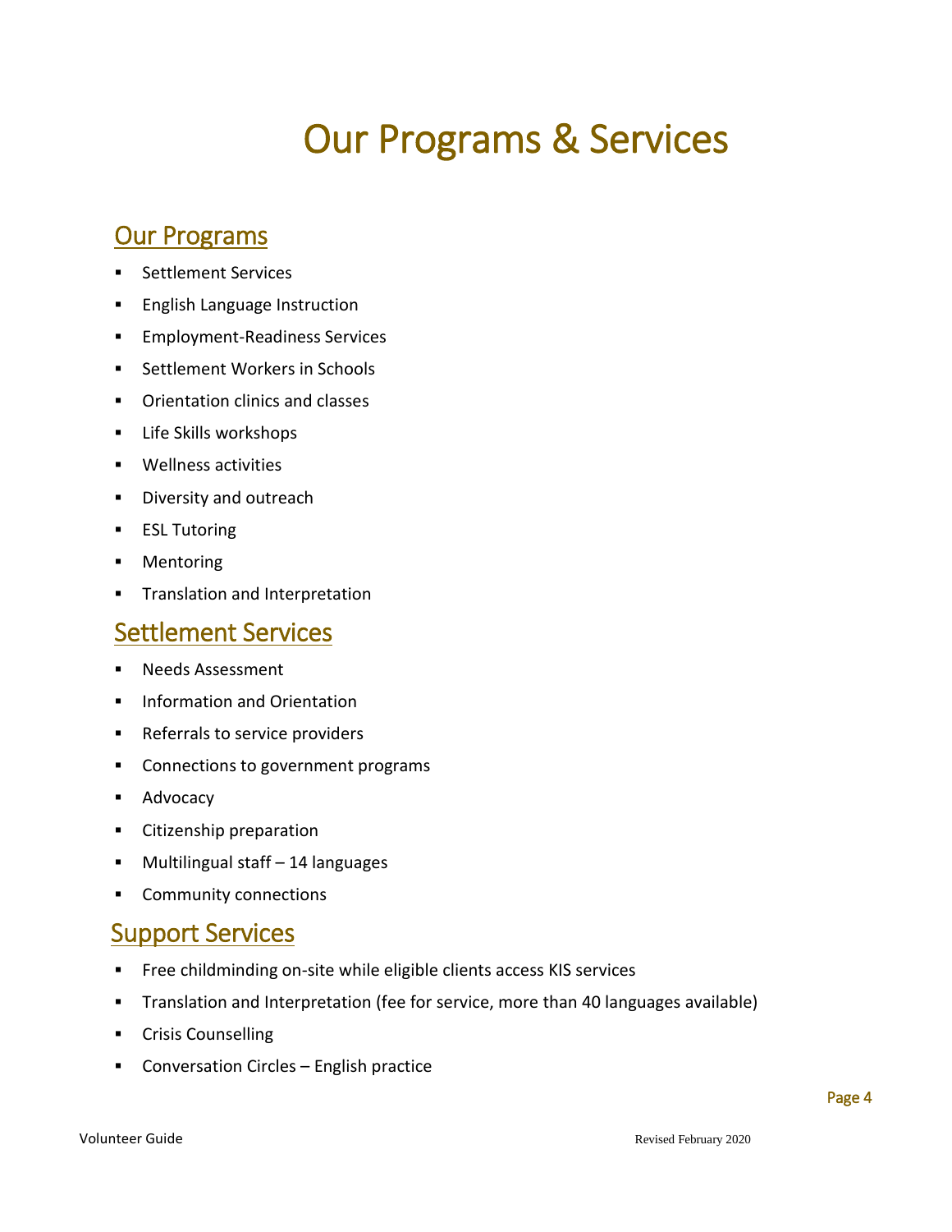# Our Programs & Services

## Our Programs

- Settlement Services
- English Language Instruction
- Employment-Readiness Services
- Settlement Workers in Schools
- Orientation clinics and classes
- Life Skills workshops
- Wellness activities
- Diversity and outreach
- ESL Tutoring
- Mentoring
- Translation and Interpretation

## Settlement Services

- Needs Assessment
- Information and Orientation
- Referrals to service providers
- Connections to government programs
- Advocacy
- Citizenship preparation
- Multilingual staff – 14 languages
- Community connections

## Support Services

- Free childminding on-site while eligible clients access KIS services
- Translation and Interpretation (fee for service, more than 40 languages available)
- Crisis Counselling
- Conversation Circles – English practice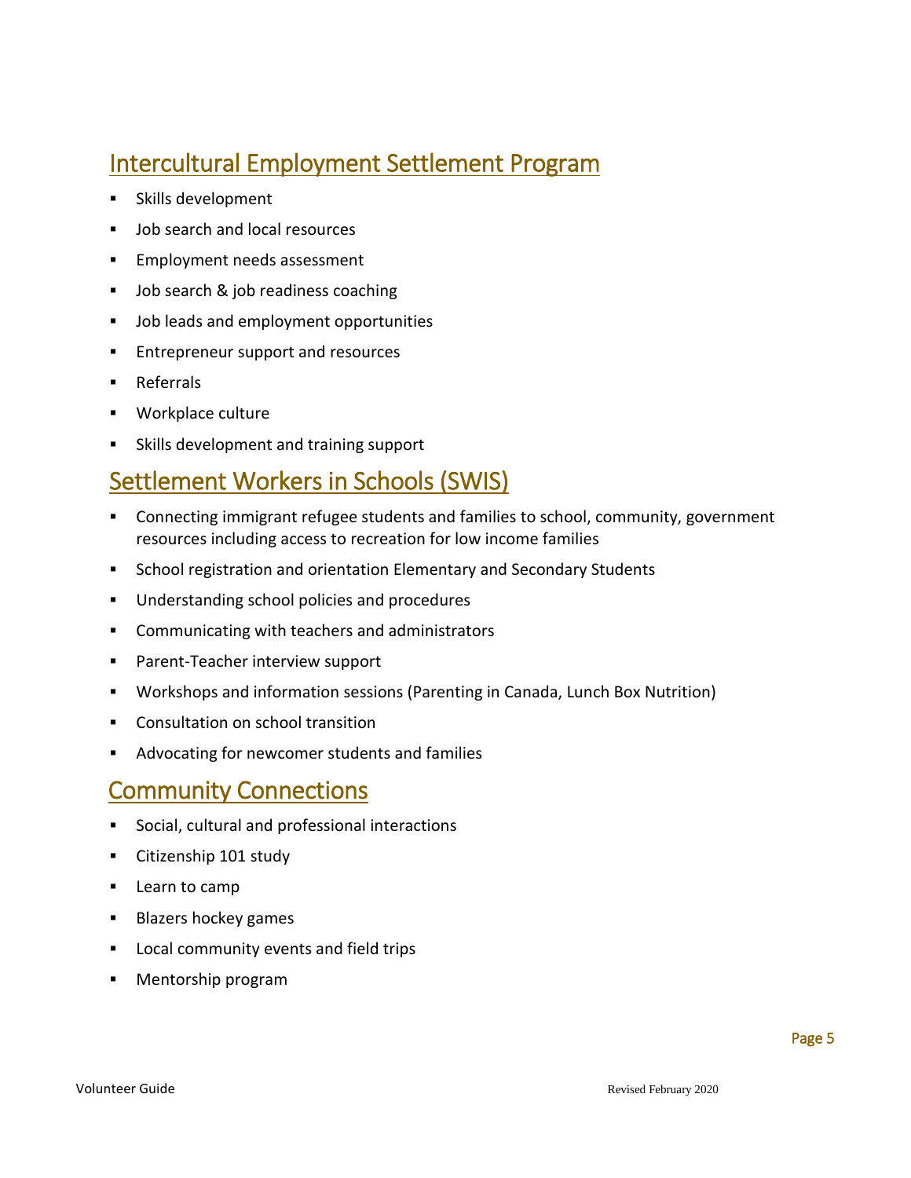## Intercultural Employment Settlement Program

- Skills development
- Job search and local resources
- Employment needs assessment
- Job search & job readiness coaching
- Job leads and employment opportunities
- Entrepreneur support and resources
- Referrals
- Workplace culture
- Skills development and training support

## Settlement Workers in Schools (SWIS)

- Connecting immigrant refugee students and families to school, community, government resources including access to recreation for low income families
- School registration and orientation Elementary and Secondary Students
- Understanding school policies and procedures
- Communicating with teachers and administrators
- Parent-Teacher interview support
- Workshops and information sessions (Parenting in Canada, Lunch Box Nutrition)
- Consultation on school transition
- Advocating for newcomer students and families

## Community Connections

- Social, cultural and professional interactions
- Citizenship 101 study
- Learn to camp
- Blazers hockey games
- Local community events and field trips
- Mentorship program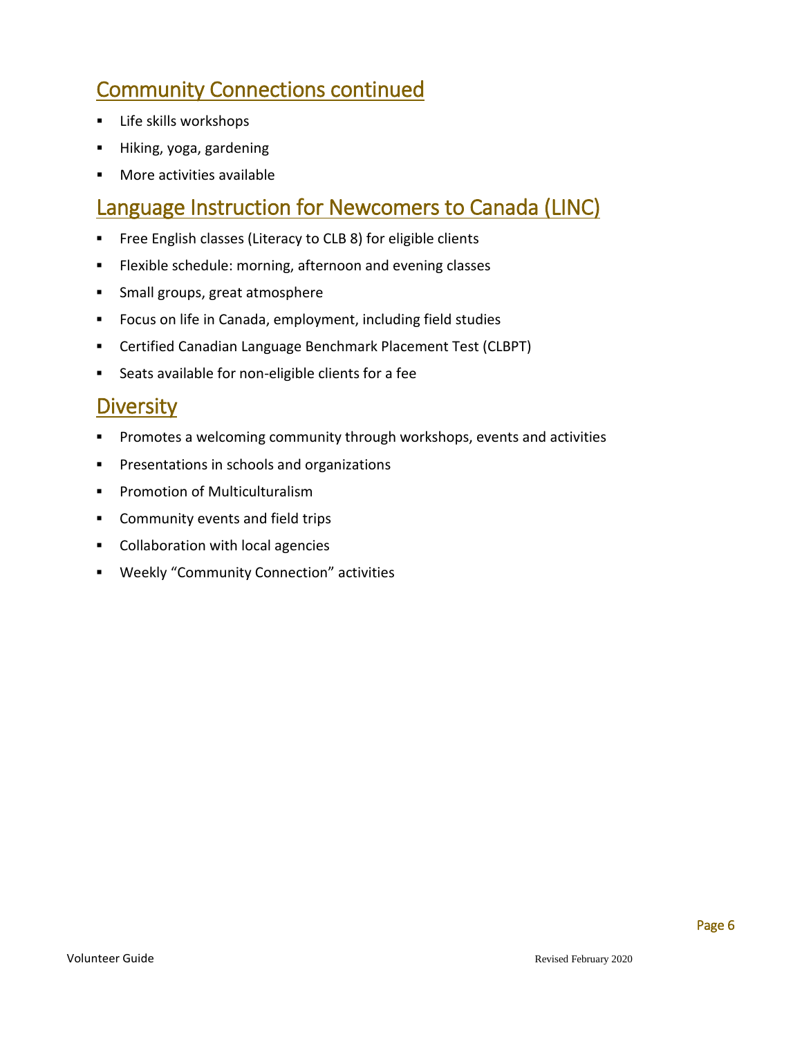## Community Connections continued

- Life skills workshops
- Hiking, yoga, gardening
- More activities available

## Language Instruction for Newcomers to Canada (LINC)

- Free English classes (Literacy to CLB 8) for eligible clients
- Flexible schedule: morning, afternoon and evening classes
- Small groups, great atmosphere
- Focus on life in Canada, employment, including field studies
- Certified Canadian Language Benchmark Placement Test (CLBPT)
- Seats available for non-eligible clients for a fee

## Diversity

- Promotes a welcoming community through workshops, events and activities
- Presentations in schools and organizations
- Promotion of Multiculturalism
- Community events and field trips
- Collaboration with local agencies
- Weekly "Community Connection" activities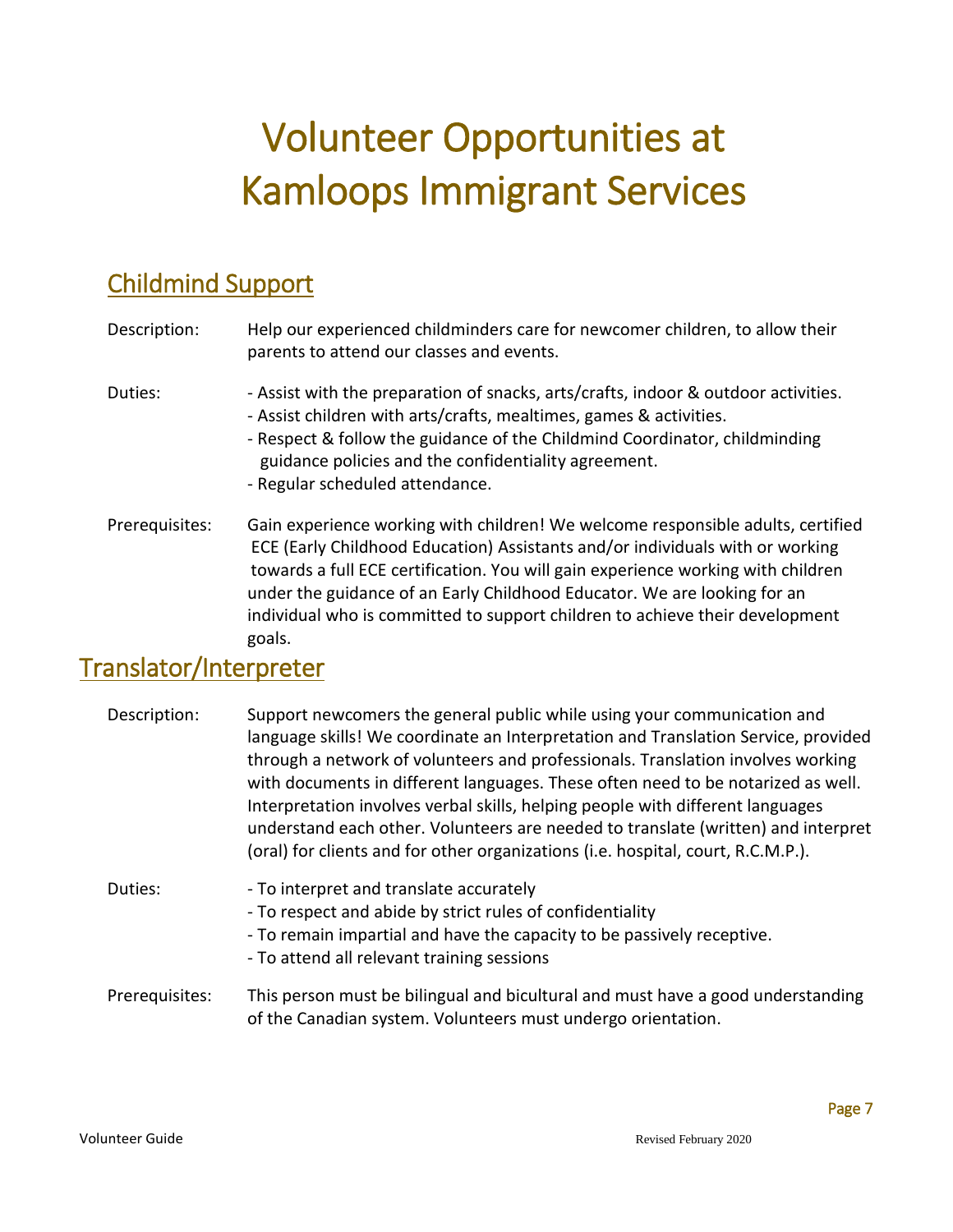# Volunteer Opportunities at Kamloops Immigrant Services

## Childmind Support

**Description:** Help our experienced childminders care for newcomer children, to allow their parents to attend our classes and events.

**Duties:**
- Assist with the preparation of snacks, arts/crafts, indoor & outdoor activities.
- Assist children with arts/crafts, mealtimes, games & activities.
- Respect & follow the guidance of the Childmind Coordinator, childminding guidance policies and the confidentiality agreement.
- Regular scheduled attendance.

**Prerequisites:** Gain experience working with children! We welcome responsible adults, certified ECE (Early Childhood Education) Assistants and/or individuals with or working towards a full ECE certification. You will gain experience working with children under the guidance of an Early Childhood Educator. We are looking for an individual who is committed to support children to achieve their development goals.

## Translator/Interpreter

**Description:** Support newcomers the general public while using your communication and language skills! We coordinate an Interpretation and Translation Service, provided through a network of volunteers and professionals. Translation involves working with documents in different languages. These often need to be notarized as well. Interpretation involves verbal skills, helping people with different languages understand each other. Volunteers are needed to translate (written) and interpret (oral) for clients and for other organizations (i.e. hospital, court, R.C.M.P.).

**Duties:**
- To interpret and translate accurately
- To respect and abide by strict rules of confidentiality
- To remain impartial and have the capacity to be passively receptive.
- To attend all relevant training sessions

**Prerequisites:** This person must be bilingual and bicultural and must have a good understanding of the Canadian system. Volunteers must undergo orientation.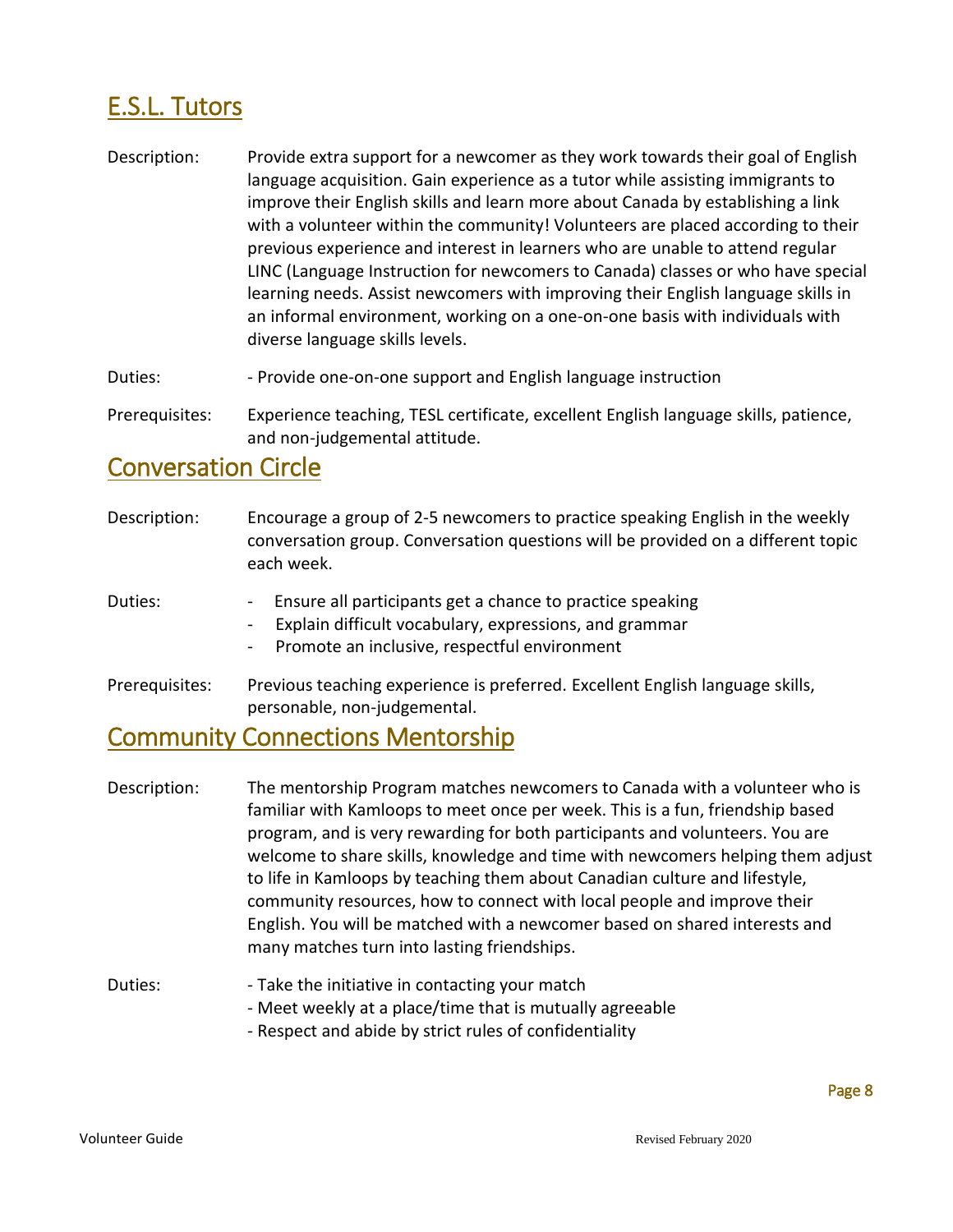## E.S.L. Tutors

Description: Provide extra support for a newcomer as they work towards their goal of English language acquisition. Gain experience as a tutor while assisting immigrants to improve their English skills and learn more about Canada by establishing a link with a volunteer within the community! Volunteers are placed according to their previous experience and interest in learners who are unable to attend regular LINC (Language Instruction for newcomers to Canada) classes or who have special learning needs. Assist newcomers with improving their English language skills in an informal environment, working on a one-on-one basis with individuals with diverse language skills levels.

Duties:
- Provide one-on-one support and English language instruction

Prerequisites: Experience teaching, TESL certificate, excellent English language skills, patience, and non-judgemental attitude.

## Conversation Circle

Description: Encourage a group of 2-5 newcomers to practice speaking English in the weekly conversation group. Conversation questions will be provided on a different topic each week.

Duties:
- Ensure all participants get a chance to practice speaking
- Explain difficult vocabulary, expressions, and grammar
- Promote an inclusive, respectful environment

Prerequisites: Previous teaching experience is preferred. Excellent English language skills, personable, non-judgemental.

## Community Connections Mentorship

Description: The mentorship Program matches newcomers to Canada with a volunteer who is familiar with Kamloops to meet once per week. This is a fun, friendship based program, and is very rewarding for both participants and volunteers. You are welcome to share skills, knowledge and time with newcomers helping them adjust to life in Kamloops by teaching them about Canadian culture and lifestyle, community resources, how to connect with local people and improve their English. You will be matched with a newcomer based on shared interests and many matches turn into lasting friendships.

Duties:
- Take the initiative in contacting your match
- Meet weekly at a place/time that is mutually agreeable
- Respect and abide by strict rules of confidentiality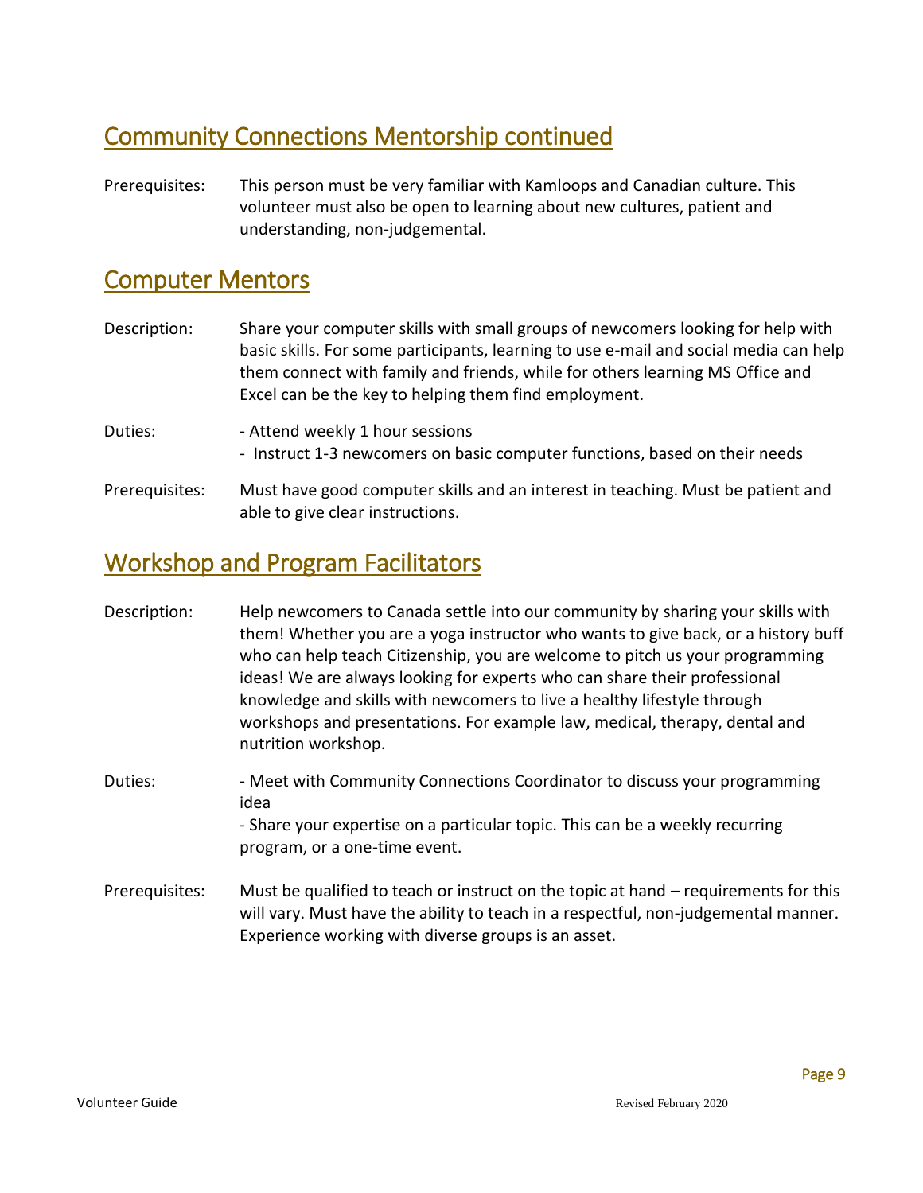## Community Connections Mentorship continued

Prerequisites: This person must be very familiar with Kamloops and Canadian culture. This volunteer must also be open to learning about new cultures, patient and understanding, non-judgemental.

## Computer Mentors

Description: Share your computer skills with small groups of newcomers looking for help with basic skills. For some participants, learning to use e-mail and social media can help them connect with family and friends, while for others learning MS Office and Excel can be the key to helping them find employment.

Duties:
- Attend weekly 1 hour sessions
- Instruct 1-3 newcomers on basic computer functions, based on their needs

Prerequisites: Must have good computer skills and an interest in teaching. Must be patient and able to give clear instructions.

## Workshop and Program Facilitators

Description: Help newcomers to Canada settle into our community by sharing your skills with them! Whether you are a yoga instructor who wants to give back, or a history buff who can help teach Citizenship, you are welcome to pitch us your programming ideas! We are always looking for experts who can share their professional knowledge and skills with newcomers to live a healthy lifestyle through workshops and presentations. For example law, medical, therapy, dental and nutrition workshop.

Duties:
- Meet with Community Connections Coordinator to discuss your programming idea
- Share your expertise on a particular topic. This can be a weekly recurring program, or a one-time event.

Prerequisites: Must be qualified to teach or instruct on the topic at hand – requirements for this will vary. Must have the ability to teach in a respectful, non-judgemental manner. Experience working with diverse groups is an asset.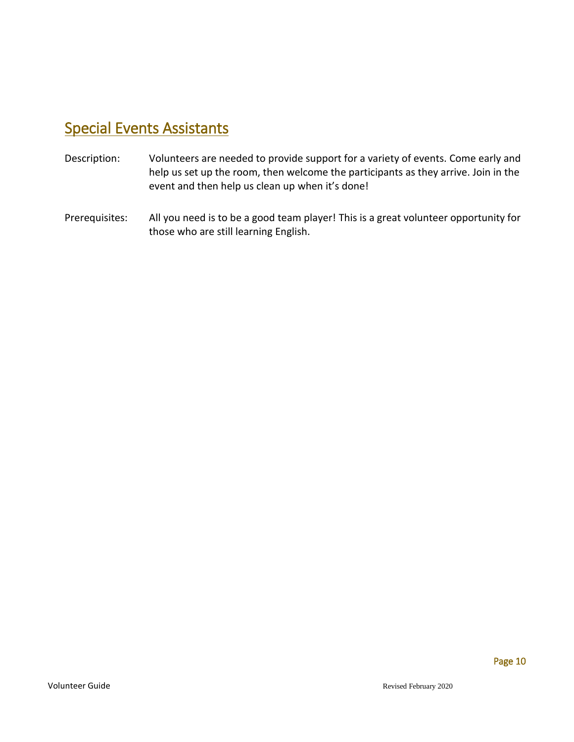## Special Events Assistants

Description: Volunteers are needed to provide support for a variety of events. Come early and help us set up the room, then welcome the participants as they arrive. Join in the event and then help us clean up when it's done!

Prerequisites: All you need is to be a good team player! This is a great volunteer opportunity for those who are still learning English.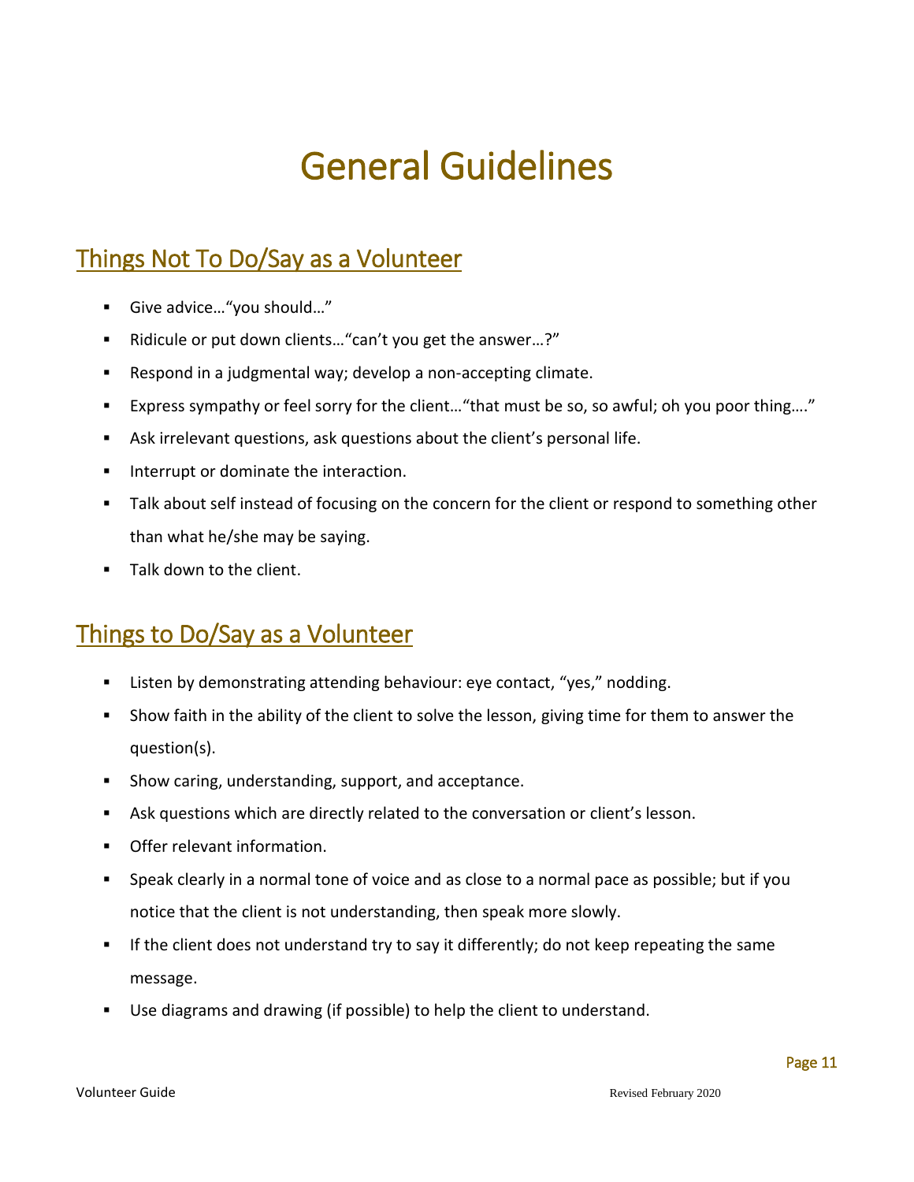# General Guidelines

## Things Not To Do/Say as a Volunteer

- Give advice…"you should…"
- Ridicule or put down clients…"can't you get the answer…?"
- Respond in a judgmental way; develop a non-accepting climate.
- Express sympathy or feel sorry for the client…"that must be so, so awful; oh you poor thing…."
- Ask irrelevant questions, ask questions about the client's personal life.
- Interrupt or dominate the interaction.
- Talk about self instead of focusing on the concern for the client or respond to something other than what he/she may be saying.
- Talk down to the client.

## Things to Do/Say as a Volunteer

- Listen by demonstrating attending behaviour: eye contact, "yes," nodding.
- Show faith in the ability of the client to solve the lesson, giving time for them to answer the question(s).
- Show caring, understanding, support, and acceptance.
- Ask questions which are directly related to the conversation or client's lesson.
- Offer relevant information.
- Speak clearly in a normal tone of voice and as close to a normal pace as possible; but if you notice that the client is not understanding, then speak more slowly.
- If the client does not understand try to say it differently; do not keep repeating the same message.
- Use diagrams and drawing (if possible) to help the client to understand.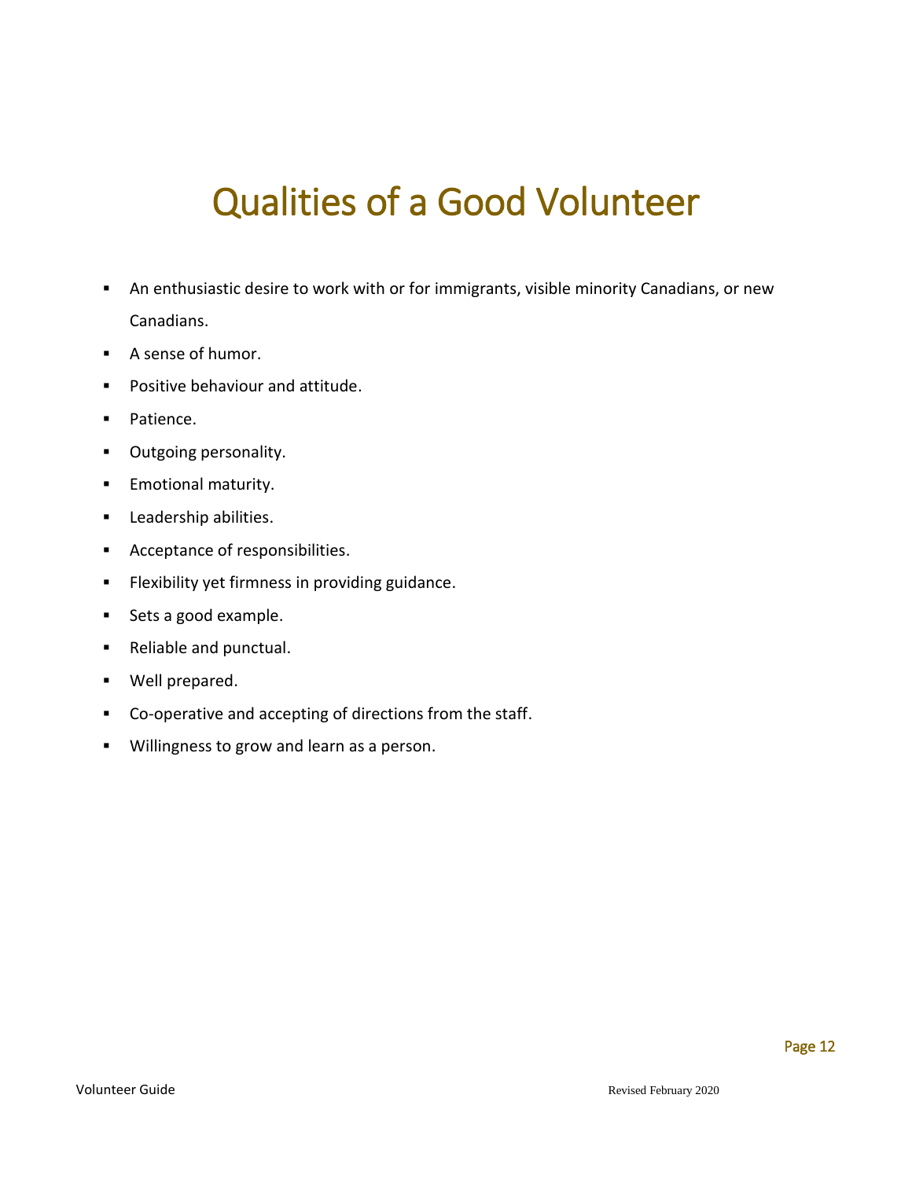# Qualities of a Good Volunteer

- An enthusiastic desire to work with or for immigrants, visible minority Canadians, or new Canadians.
- A sense of humor.
- Positive behaviour and attitude.
- Patience.
- Outgoing personality.
- Emotional maturity.
- Leadership abilities.
- Acceptance of responsibilities.
- Flexibility yet firmness in providing guidance.
- Sets a good example.
- Reliable and punctual.
- Well prepared.
- Co-operative and accepting of directions from the staff.
- Willingness to grow and learn as a person.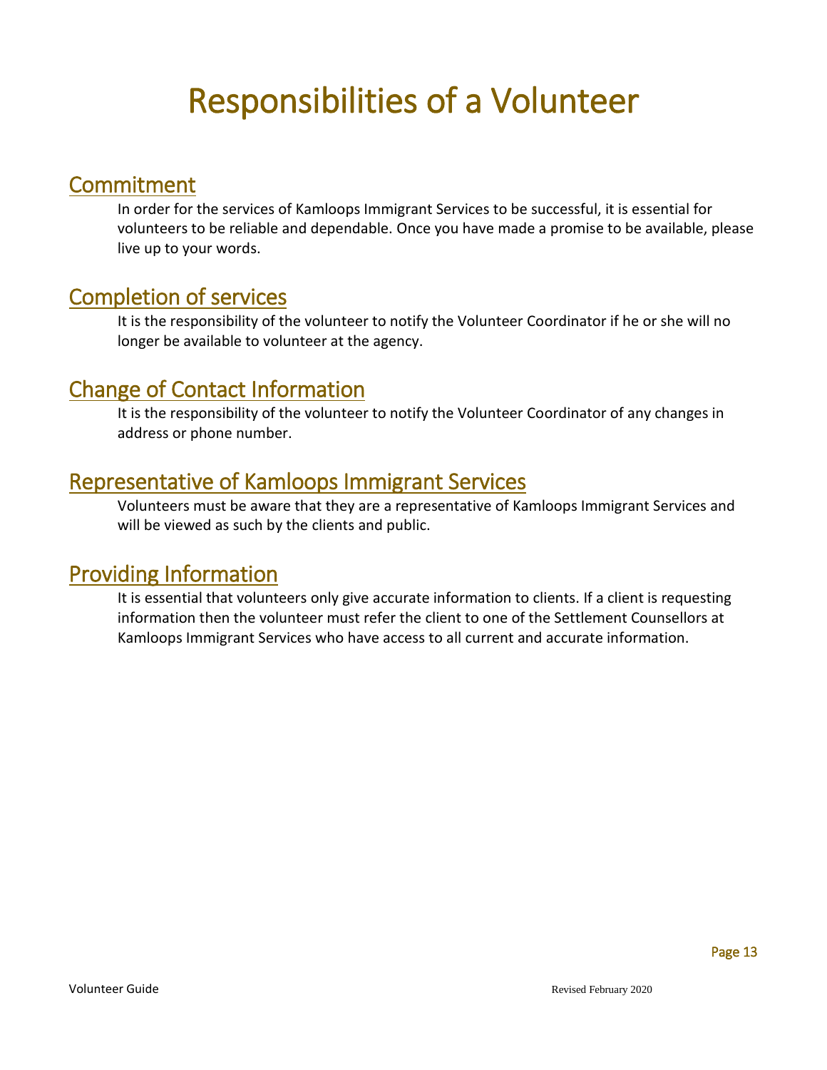# Responsibilities of a Volunteer

## Commitment

In order for the services of Kamloops Immigrant Services to be successful, it is essential for volunteers to be reliable and dependable. Once you have made a promise to be available, please live up to your words.

## Completion of services

It is the responsibility of the volunteer to notify the Volunteer Coordinator if he or she will no longer be available to volunteer at the agency.

## Change of Contact Information

It is the responsibility of the volunteer to notify the Volunteer Coordinator of any changes in address or phone number.

## Representative of Kamloops Immigrant Services

Volunteers must be aware that they are a representative of Kamloops Immigrant Services and will be viewed as such by the clients and public.

## Providing Information

It is essential that volunteers only give accurate information to clients. If a client is requesting information then the volunteer must refer the client to one of the Settlement Counsellors at Kamloops Immigrant Services who have access to all current and accurate information.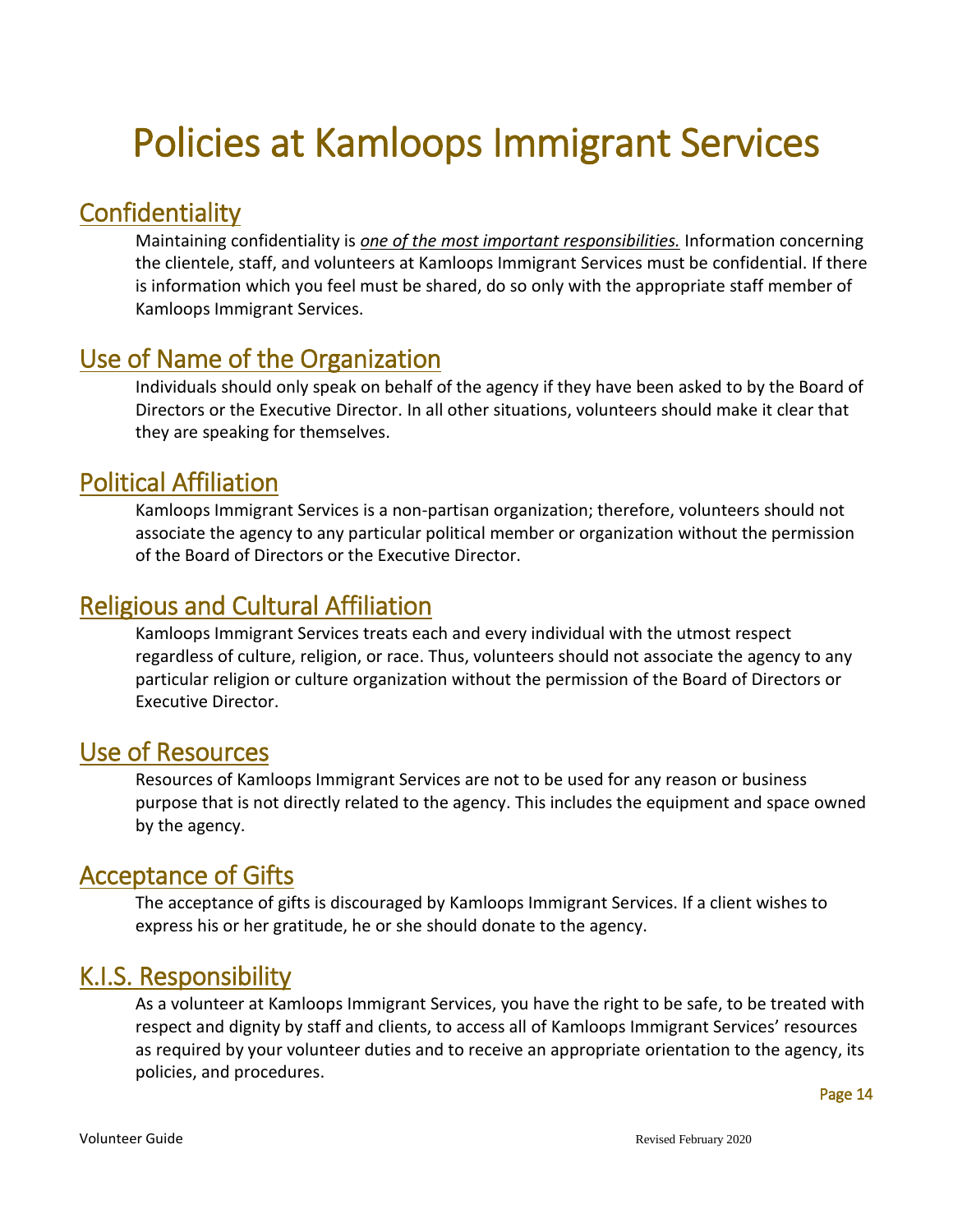# Policies at Kamloops Immigrant Services

## Confidentiality

Maintaining confidentiality is ***one of the most important responsibilities.*** Information concerning the clientele, staff, and volunteers at Kamloops Immigrant Services must be confidential. If there is information which you feel must be shared, do so only with the appropriate staff member of Kamloops Immigrant Services.

## Use of Name of the Organization

Individuals should only speak on behalf of the agency if they have been asked to by the Board of Directors or the Executive Director. In all other situations, volunteers should make it clear that they are speaking for themselves.

## Political Affiliation

Kamloops Immigrant Services is a non-partisan organization; therefore, volunteers should not associate the agency to any particular political member or organization without the permission of the Board of Directors or the Executive Director.

## Religious and Cultural Affiliation

Kamloops Immigrant Services treats each and every individual with the utmost respect regardless of culture, religion, or race. Thus, volunteers should not associate the agency to any particular religion or culture organization without the permission of the Board of Directors or Executive Director.

## Use of Resources

Resources of Kamloops Immigrant Services are not to be used for any reason or business purpose that is not directly related to the agency. This includes the equipment and space owned by the agency.

## Acceptance of Gifts

The acceptance of gifts is discouraged by Kamloops Immigrant Services. If a client wishes to express his or her gratitude, he or she should donate to the agency.

## K.I.S. Responsibility

As a volunteer at Kamloops Immigrant Services, you have the right to be safe, to be treated with respect and dignity by staff and clients, to access all of Kamloops Immigrant Services' resources as required by your volunteer duties and to receive an appropriate orientation to the agency, its policies, and procedures.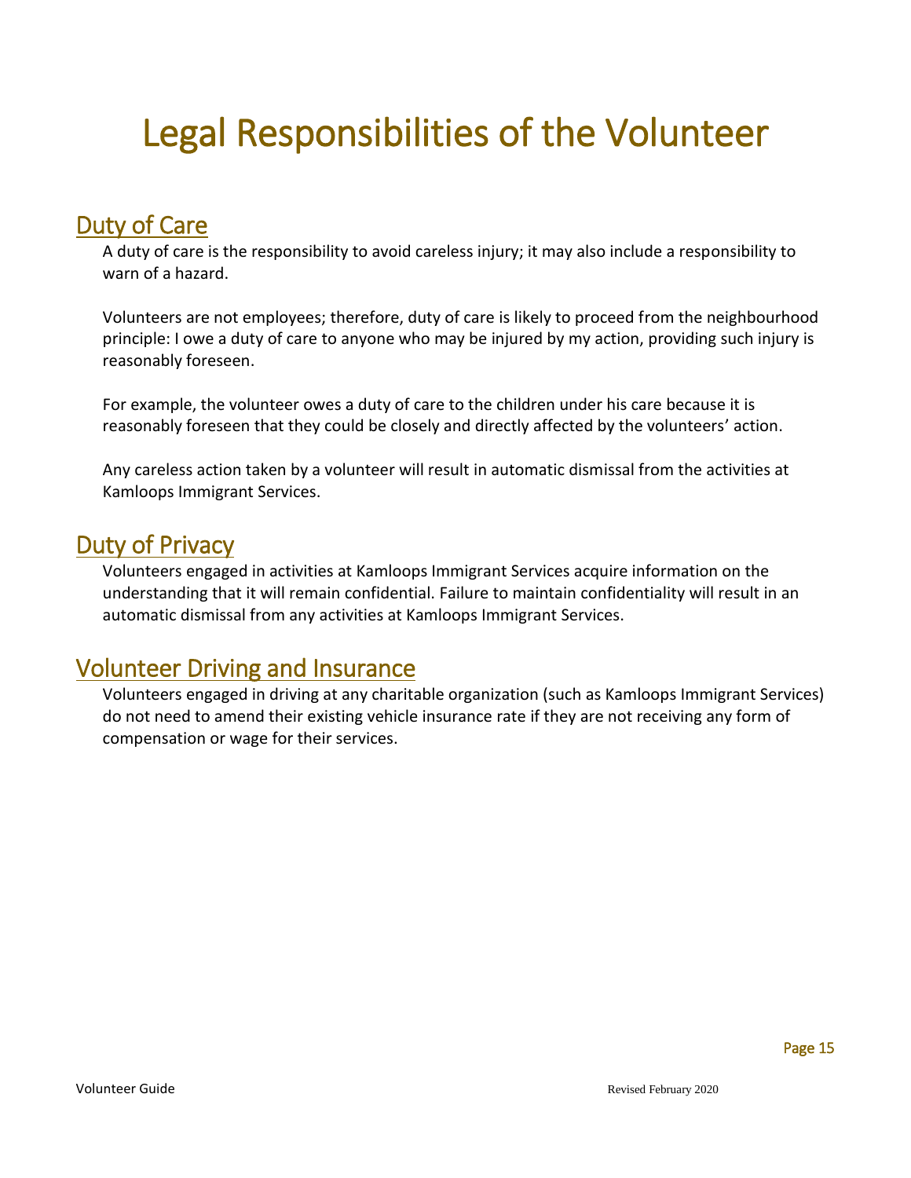# Legal Responsibilities of the Volunteer

## Duty of Care

A duty of care is the responsibility to avoid careless injury; it may also include a responsibility to warn of a hazard.

Volunteers are not employees; therefore, duty of care is likely to proceed from the neighbourhood principle: I owe a duty of care to anyone who may be injured by my action, providing such injury is reasonably foreseen.

For example, the volunteer owes a duty of care to the children under his care because it is reasonably foreseen that they could be closely and directly affected by the volunteers' action.

Any careless action taken by a volunteer will result in automatic dismissal from the activities at Kamloops Immigrant Services.

## Duty of Privacy

Volunteers engaged in activities at Kamloops Immigrant Services acquire information on the understanding that it will remain confidential. Failure to maintain confidentiality will result in an automatic dismissal from any activities at Kamloops Immigrant Services.

## Volunteer Driving and Insurance

Volunteers engaged in driving at any charitable organization (such as Kamloops Immigrant Services) do not need to amend their existing vehicle insurance rate if they are not receiving any form of compensation or wage for their services.